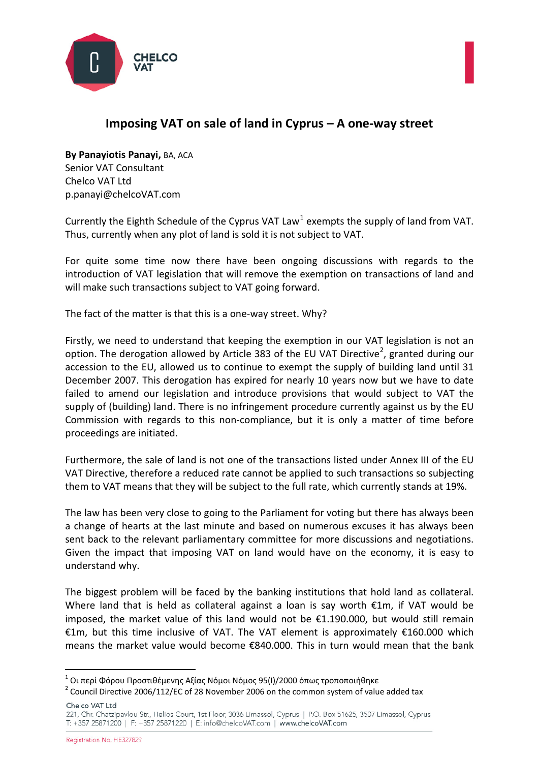# Imposing VAT on sale of land in Cyprus – A one-way street

**By Panayiotis Panayi,** BA, ACA
Senior VAT Consultant
Chelco VAT Ltd
p.panayi@chelcoVAT.com

Currently the Eighth Schedule of the Cyprus VAT Law[1] exempts the supply of land from VAT. Thus, currently when any plot of land is sold it is not subject to VAT.

For quite some time now there have been ongoing discussions with regards to the introduction of VAT legislation that will remove the exemption on transactions of land and will make such transactions subject to VAT going forward.

The fact of the matter is that this is a one-way street. Why?

Firstly, we need to understand that keeping the exemption in our VAT legislation is not an option. The derogation allowed by Article 383 of the EU VAT Directive[2], granted during our accession to the EU, allowed us to continue to exempt the supply of building land until 31 December 2007. This derogation has expired for nearly 10 years now but we have to date failed to amend our legislation and introduce provisions that would subject to VAT the supply of (building) land. There is no infringement procedure currently against us by the EU Commission with regards to this non-compliance, but it is only a matter of time before proceedings are initiated.

Furthermore, the sale of land is not one of the transactions listed under Annex III of the EU VAT Directive, therefore a reduced rate cannot be applied to such transactions so subjecting them to VAT means that they will be subject to the full rate, which currently stands at 19%.

The law has been very close to going to the Parliament for voting but there has always been a change of hearts at the last minute and based on numerous excuses it has always been sent back to the relevant parliamentary committee for more discussions and negotiations. Given the impact that imposing VAT on land would have on the economy, it is easy to understand why.

The biggest problem will be faced by the banking institutions that hold land as collateral. Where land that is held as collateral against a loan is say worth €1m, if VAT would be imposed, the market value of this land would not be €1.190.000, but would still remain €1m, but this time inclusive of VAT. The VAT element is approximately €160.000 which means the market value would become €840.000. This in turn would mean that the bank

---

[1] Οι περί Φόρου Προστιθέμενης Αξίας Νόμοι Νόμος 95(I)/2000 όπως τροποποιήθηκε

[2] Council Directive 2006/112/EC of 28 November 2006 on the common system of value added tax

Chelco VAT Ltd
221, Chr. Chatzipavlou Str., Helios Court, 1st Floor, 3036 Limassol, Cyprus | P.O. Box 51625, 3507 Limassol, Cyprus
T: +357 25871200 | F: +357 25871220 | E: info@chelcoVAT.com | www.chelcoVAT.com

Registration No. HE327829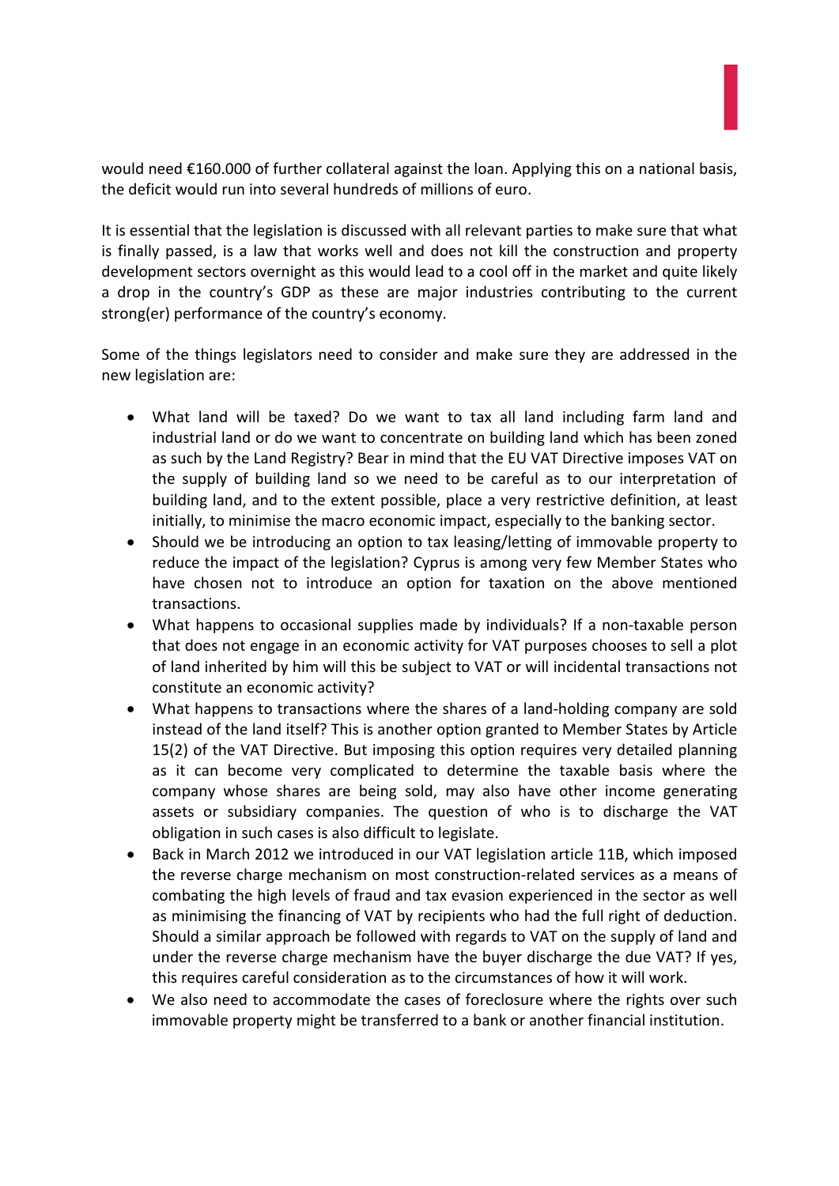would need €160.000 of further collateral against the loan. Applying this on a national basis, the deficit would run into several hundreds of millions of euro.

It is essential that the legislation is discussed with all relevant parties to make sure that what is finally passed, is a law that works well and does not kill the construction and property development sectors overnight as this would lead to a cool off in the market and quite likely a drop in the country's GDP as these are major industries contributing to the current strong(er) performance of the country's economy.

Some of the things legislators need to consider and make sure they are addressed in the new legislation are:

- What land will be taxed? Do we want to tax all land including farm land and industrial land or do we want to concentrate on building land which has been zoned as such by the Land Registry? Bear in mind that the EU VAT Directive imposes VAT on the supply of building land so we need to be careful as to our interpretation of building land, and to the extent possible, place a very restrictive definition, at least initially, to minimise the macro economic impact, especially to the banking sector.
- Should we be introducing an option to tax leasing/letting of immovable property to reduce the impact of the legislation? Cyprus is among very few Member States who have chosen not to introduce an option for taxation on the above mentioned transactions.
- What happens to occasional supplies made by individuals? If a non-taxable person that does not engage in an economic activity for VAT purposes chooses to sell a plot of land inherited by him will this be subject to VAT or will incidental transactions not constitute an economic activity?
- What happens to transactions where the shares of a land-holding company are sold instead of the land itself? This is another option granted to Member States by Article 15(2) of the VAT Directive. But imposing this option requires very detailed planning as it can become very complicated to determine the taxable basis where the company whose shares are being sold, may also have other income generating assets or subsidiary companies. The question of who is to discharge the VAT obligation in such cases is also difficult to legislate.
- Back in March 2012 we introduced in our VAT legislation article 11B, which imposed the reverse charge mechanism on most construction-related services as a means of combating the high levels of fraud and tax evasion experienced in the sector as well as minimising the financing of VAT by recipients who had the full right of deduction. Should a similar approach be followed with regards to VAT on the supply of land and under the reverse charge mechanism have the buyer discharge the due VAT? If yes, this requires careful consideration as to the circumstances of how it will work.
- We also need to accommodate the cases of foreclosure where the rights over such immovable property might be transferred to a bank or another financial institution.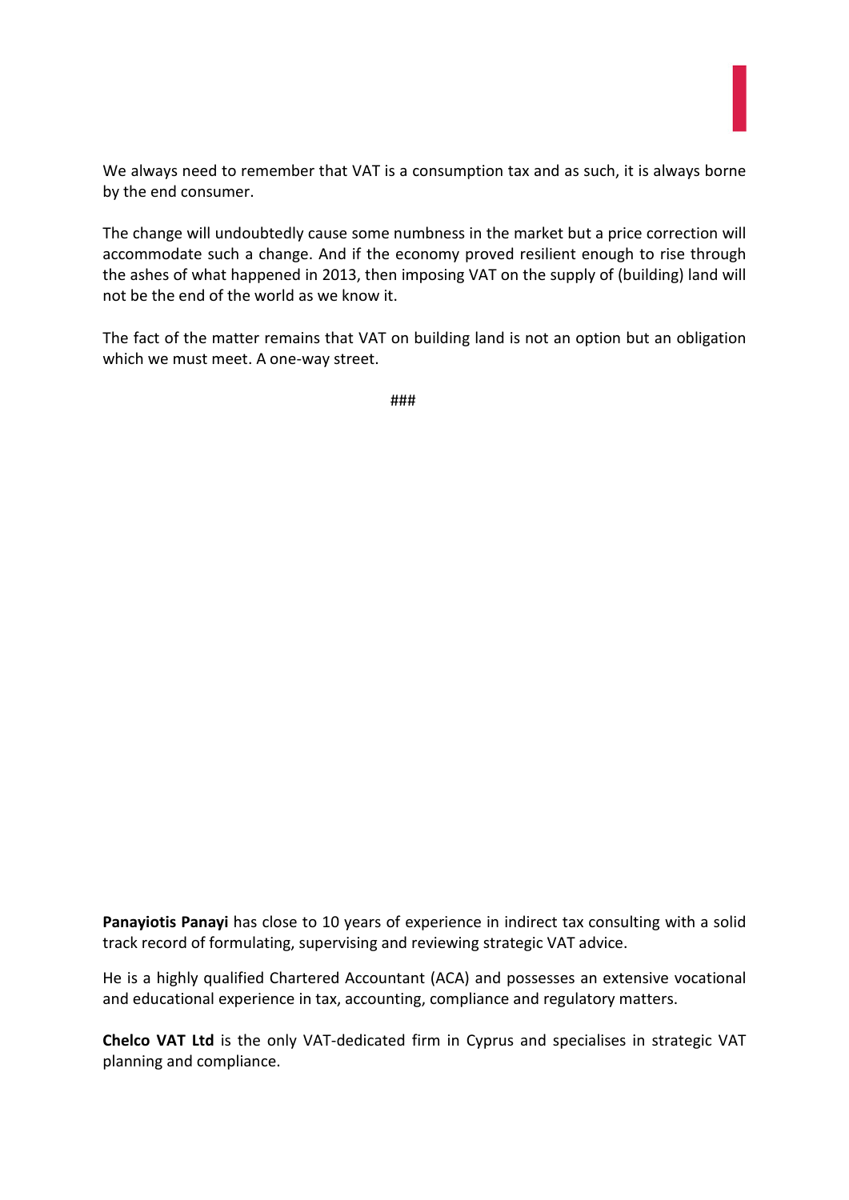We always need to remember that VAT is a consumption tax and as such, it is always borne by the end consumer.

The change will undoubtedly cause some numbness in the market but a price correction will accommodate such a change. And if the economy proved resilient enough to rise through the ashes of what happened in 2013, then imposing VAT on the supply of (building) land will not be the end of the world as we know it.

The fact of the matter remains that VAT on building land is not an option but an obligation which we must meet. A one-way street.

###

**Panayiotis Panayi** has close to 10 years of experience in indirect tax consulting with a solid track record of formulating, supervising and reviewing strategic VAT advice.

He is a highly qualified Chartered Accountant (ACA) and possesses an extensive vocational and educational experience in tax, accounting, compliance and regulatory matters.

**Chelco VAT Ltd** is the only VAT-dedicated firm in Cyprus and specialises in strategic VAT planning and compliance.